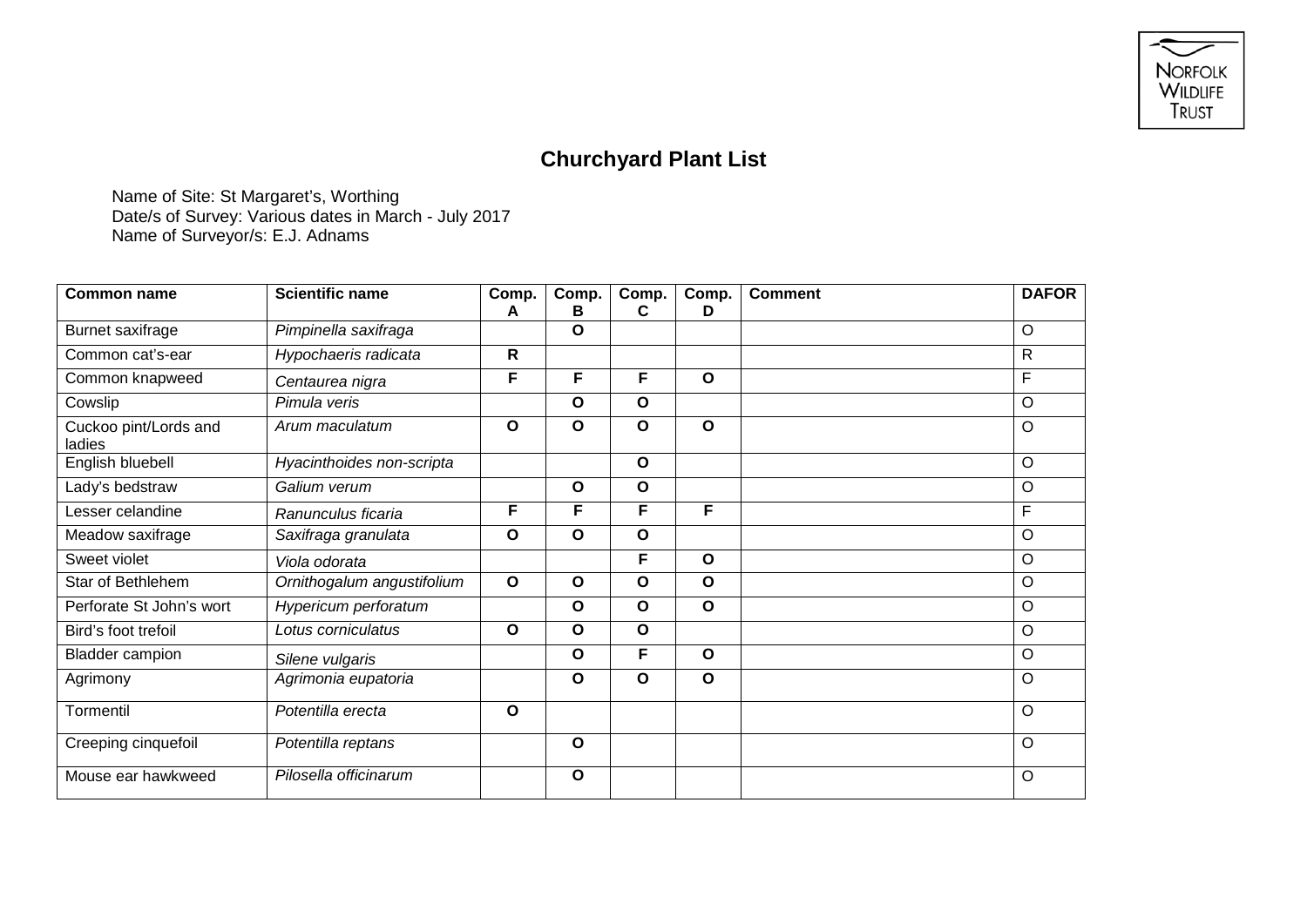## Churchyard Plant List

Name of Site: St Margaret's, Worthing
Date/s of Survey: Various dates in March - July 2017
Name of Surveyor/s: E.J. Adnams

| Common name | Scientific name | Comp. A | Comp. B | Comp. C | Comp. D | Comment | DAFOR |
|---|---|---|---|---|---|---|---|
| Burnet saxifrage | *Pimpinella saxifraga* | | O | | | | O |
| Common cat's-ear | *Hypochaeris radicata* | R | | | | | R |
| Common knapweed | *Centaurea nigra* | F | F | F | O | | F |
| Cowslip | *Pimula veris* | | O | O | | | O |
| Cuckoo pint/Lords and ladies | *Arum maculatum* | O | O | O | O | | O |
| English bluebell | *Hyacinthoides non-scripta* | | | O | | | O |
| Lady's bedstraw | *Galium verum* | | O | O | | | O |
| Lesser celandine | *Ranunculus ficaria* | F | F | F | F | | F |
| Meadow saxifrage | *Saxifraga granulata* | O | O | O | | | O |
| Sweet violet | *Viola odorata* | | | F | O | | O |
| Star of Bethlehem | *Ornithogalum angustifolium* | O | O | O | O | | O |
| Perforate St John's wort | *Hypericum perforatum* | | O | O | O | | O |
| Bird's foot trefoil | *Lotus corniculatus* | O | O | O | | | O |
| Bladder campion | *Silene vulgaris* | | O | F | O | | O |
| Agrimony | *Agrimonia eupatoria* | | O | O | O | | O |
| Tormentil | *Potentilla erecta* | O | | | | | O |
| Creeping cinquefoil | *Potentilla reptans* | | O | | | | O |
| Mouse ear hawkweed | *Pilosella officinarum* | | O | | | | O |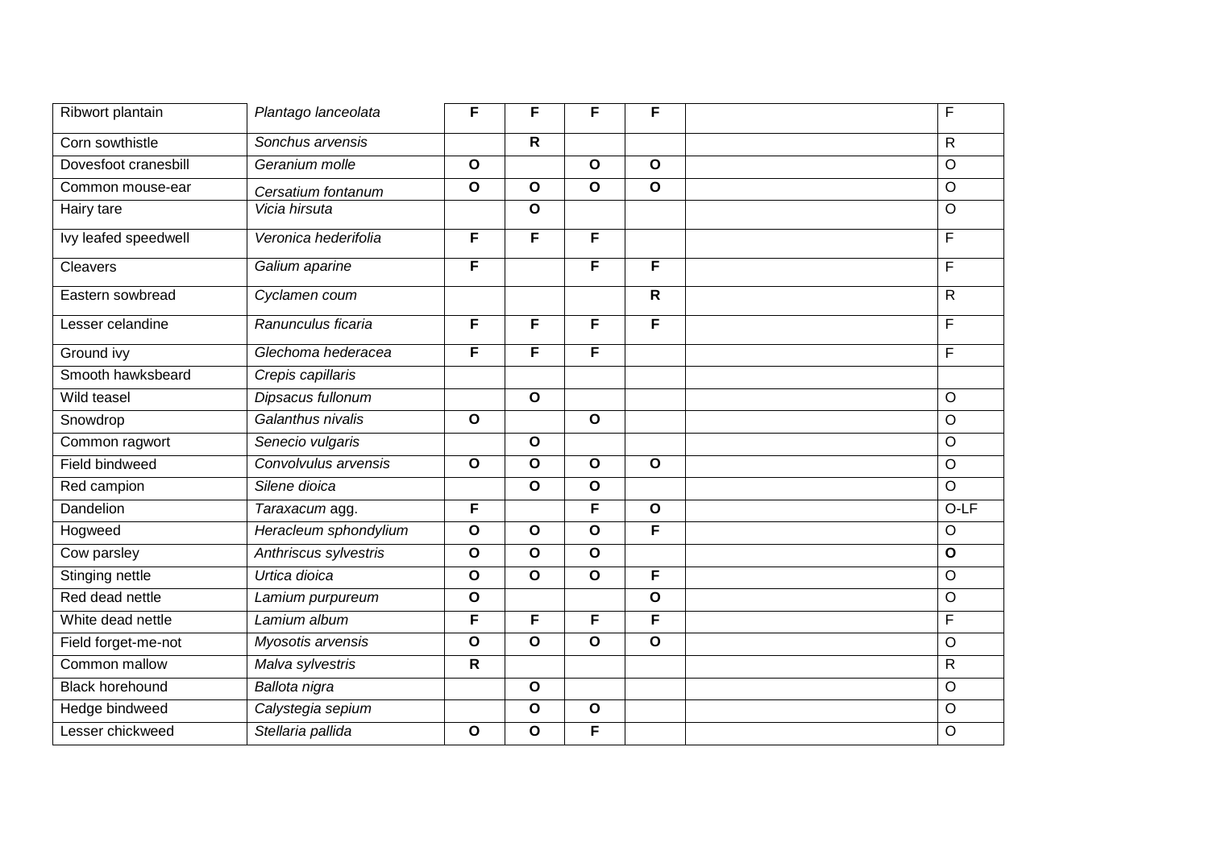| Ribwort plantain | *Plantago lanceolata* | **F** | **F** | **F** | **F** | | F |
|---|---|---|---|---|---|---|---|
| Corn sowthistle | *Sonchus arvensis* | | **R** | | | | R |
| Dovesfoot cranesbill | *Geranium molle* | **O** | | **O** | **O** | | O |
| Common mouse-ear | *Cersatium fontanum* | **O** | **O** | **O** | **O** | | O |
| Hairy tare | *Vicia hirsuta* | | **O** | | | | O |
| Ivy leafed speedwell | *Veronica hederifolia* | **F** | **F** | **F** | | | F |
| Cleavers | *Galium aparine* | **F** | | **F** | **F** | | F |
| Eastern sowbread | *Cyclamen coum* | | | | **R** | | R |
| Lesser celandine | *Ranunculus ficaria* | **F** | **F** | **F** | **F** | | F |
| Ground ivy | *Glechoma hederacea* | **F** | **F** | **F** | | | F |
| Smooth hawksbeard | *Crepis capillaris* | | | | | | |
| Wild teasel | *Dipsacus fullonum* | | **O** | | | | O |
| Snowdrop | *Galanthus nivalis* | **O** | | **O** | | | O |
| Common ragwort | *Senecio vulgaris* | | **O** | | | | O |
| Field bindweed | *Convolvulus arvensis* | **O** | **O** | **O** | **O** | | O |
| Red campion | *Silene dioica* | | **O** | **O** | | | O |
| Dandelion | *Taraxacum* agg. | **F** | | **F** | **O** | | O-LF |
| Hogweed | *Heracleum sphondylium* | **O** | **O** | **O** | **F** | | O |
| Cow parsley | *Anthriscus sylvestris* | **O** | **O** | **O** | | | **O** |
| Stinging nettle | *Urtica dioica* | **O** | **O** | **O** | **F** | | O |
| Red dead nettle | *Lamium purpureum* | **O** | | | **O** | | O |
| White dead nettle | *Lamium album* | **F** | **F** | **F** | **F** | | F |
| Field forget-me-not | *Myosotis arvensis* | **O** | **O** | **O** | **O** | | O |
| Common mallow | *Malva sylvestris* | **R** | | | | | R |
| Black horehound | *Ballota nigra* | | **O** | | | | O |
| Hedge bindweed | *Calystegia sepium* | | **O** | **O** | | | O |
| Lesser chickweed | *Stellaria pallida* | **O** | **O** | **F** | | | O |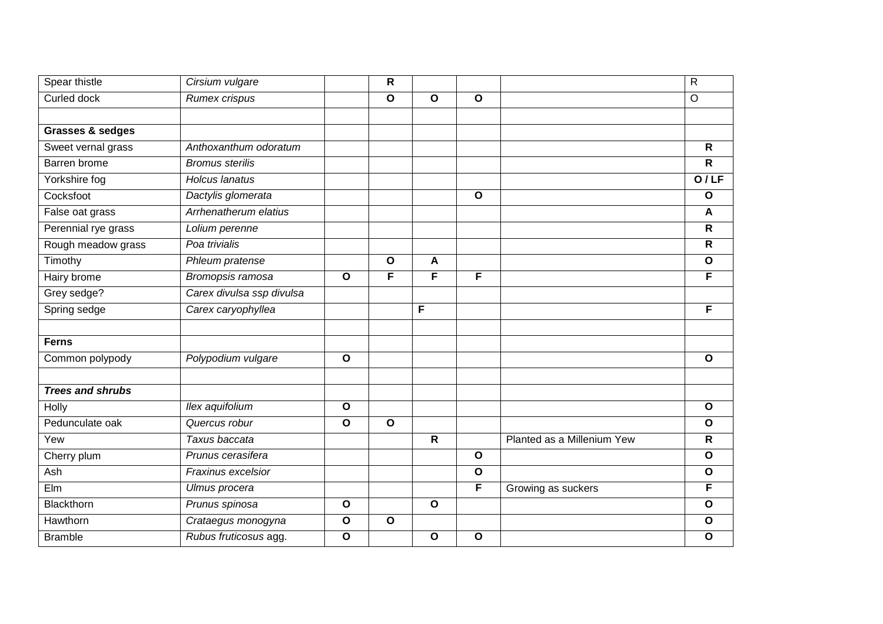| | | | | | | | |
|---|---|---|---|---|---|---|---|
| Spear thistle | *Cirsium vulgare* | | **R** | | | | R |
| Curled dock | *Rumex crispus* | | **O** | **O** | **O** | | O |
| | | | | | | | |
| **Grasses & sedges** | | | | | | | |
| Sweet vernal grass | *Anthoxanthum odoratum* | | | | | | **R** |
| Barren brome | *Bromus sterilis* | | | | | | **R** |
| Yorkshire fog | *Holcus lanatus* | | | | | | **O / LF** |
| Cocksfoot | *Dactylis glomerata* | | | | **O** | | **O** |
| False oat grass | *Arrhenatherum elatius* | | | | | | **A** |
| Perennial rye grass | *Lolium perenne* | | | | | | **R** |
| Rough meadow grass | *Poa trivialis* | | | | | | **R** |
| Timothy | *Phleum pratense* | | **O** | **A** | | | **O** |
| Hairy brome | *Bromopsis ramosa* | **O** | **F** | **F** | **F** | | **F** |
| Grey sedge? | *Carex divulsa ssp divulsa* | | | | | | |
| Spring sedge | *Carex caryophyllea* | | | **F** | | | **F** |
| | | | | | | | |
| **Ferns** | | | | | | | |
| Common polypody | *Polypodium vulgare* | **O** | | | | | **O** |
| | | | | | | | |
| ***Trees and shrubs*** | | | | | | | |
| Holly | *Ilex aquifolium* | **O** | | | | | **O** |
| Pedunculate oak | *Quercus robur* | **O** | **O** | | | | **O** |
| Yew | *Taxus baccata* | | | **R** | | Planted as a Millenium Yew | **R** |
| Cherry plum | *Prunus cerasifera* | | | | **O** | | **O** |
| Ash | *Fraxinus excelsior* | | | | **O** | | **O** |
| Elm | *Ulmus procera* | | | | **F** | Growing as suckers | **F** |
| Blackthorn | *Prunus spinosa* | **O** | | **O** | | | **O** |
| Hawthorn | *Crataegus monogyna* | **O** | **O** | | | | **O** |
| Bramble | *Rubus fruticosus* agg. | **O** | | **O** | **O** | | **O** |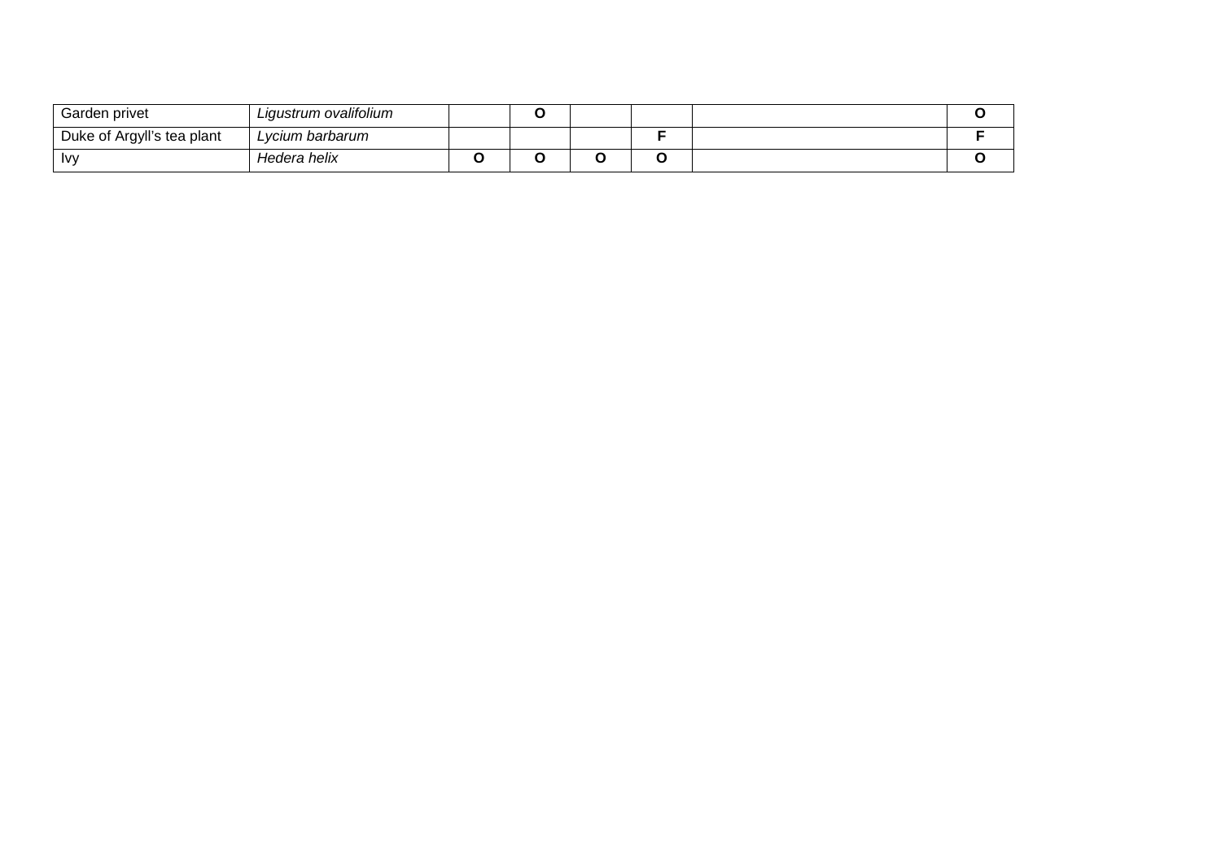| | | | | | | | |
|---|---|---|---|---|---|---|---|
| Garden privet | *Ligustrum ovalifolium* | | **O** | | | | **O** |
| Duke of Argyll's tea plant | *Lycium barbarum* | | | | **F** | | **F** |
| Ivy | *Hedera helix* | **O** | **O** | **O** | **O** | | **O** |